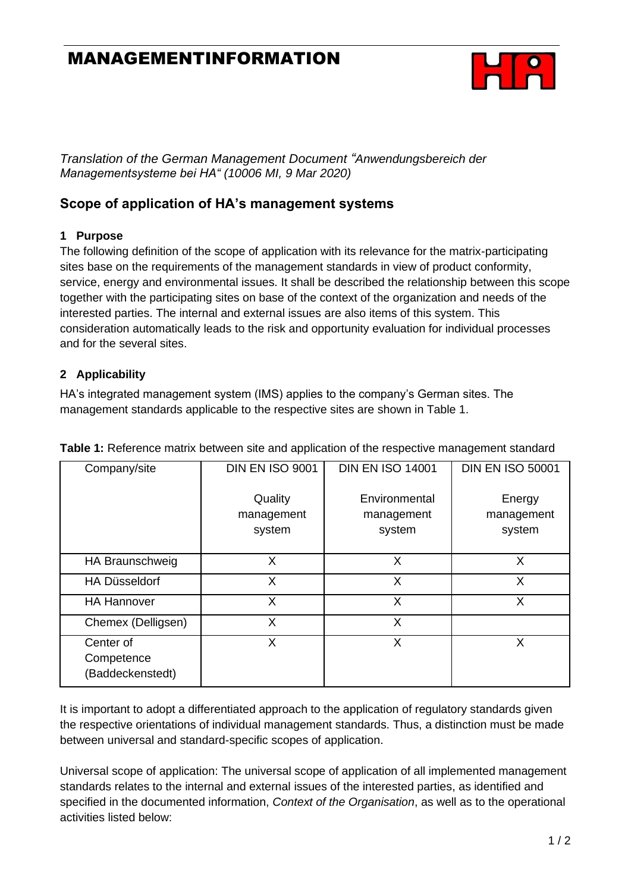# MANAGEMENTINFORMATION

*Translation of the German Management Document "Anwendungsbereich der Managementsysteme bei HA" (10006 MI, 9 Mar 2020)*

## Scope of application of HA's management systems

### 1 Purpose

The following definition of the scope of application with its relevance for the matrix-participating sites base on the requirements of the management standards in view of product conformity, service, energy and environmental issues. It shall be described the relationship between this scope together with the participating sites on base of the context of the organization and needs of the interested parties. The internal and external issues are also items of this system. This consideration automatically leads to the risk and opportunity evaluation for individual processes and for the several sites.

### 2 Applicability

HA's integrated management system (IMS) applies to the company's German sites. The management standards applicable to the respective sites are shown in Table 1.

**Table 1:** Reference matrix between site and application of the respective management standard

| Company/site | DIN EN ISO 9001 Quality management system | DIN EN ISO 14001 Environmental management system | DIN EN ISO 50001 Energy management system |
|---|---|---|---|
| HA Braunschweig | X | X | X |
| HA Düsseldorf | X | X | X |
| HA Hannover | X | X | X |
| Chemex (Delligsen) | X | X | |
| Center of Competence (Baddeckenstedt) | X | X | X |

It is important to adopt a differentiated approach to the application of regulatory standards given the respective orientations of individual management standards. Thus, a distinction must be made between universal and standard-specific scopes of application.

Universal scope of application: The universal scope of application of all implemented management standards relates to the internal and external issues of the interested parties, as identified and specified in the documented information, *Context of the Organisation*, as well as to the operational activities listed below: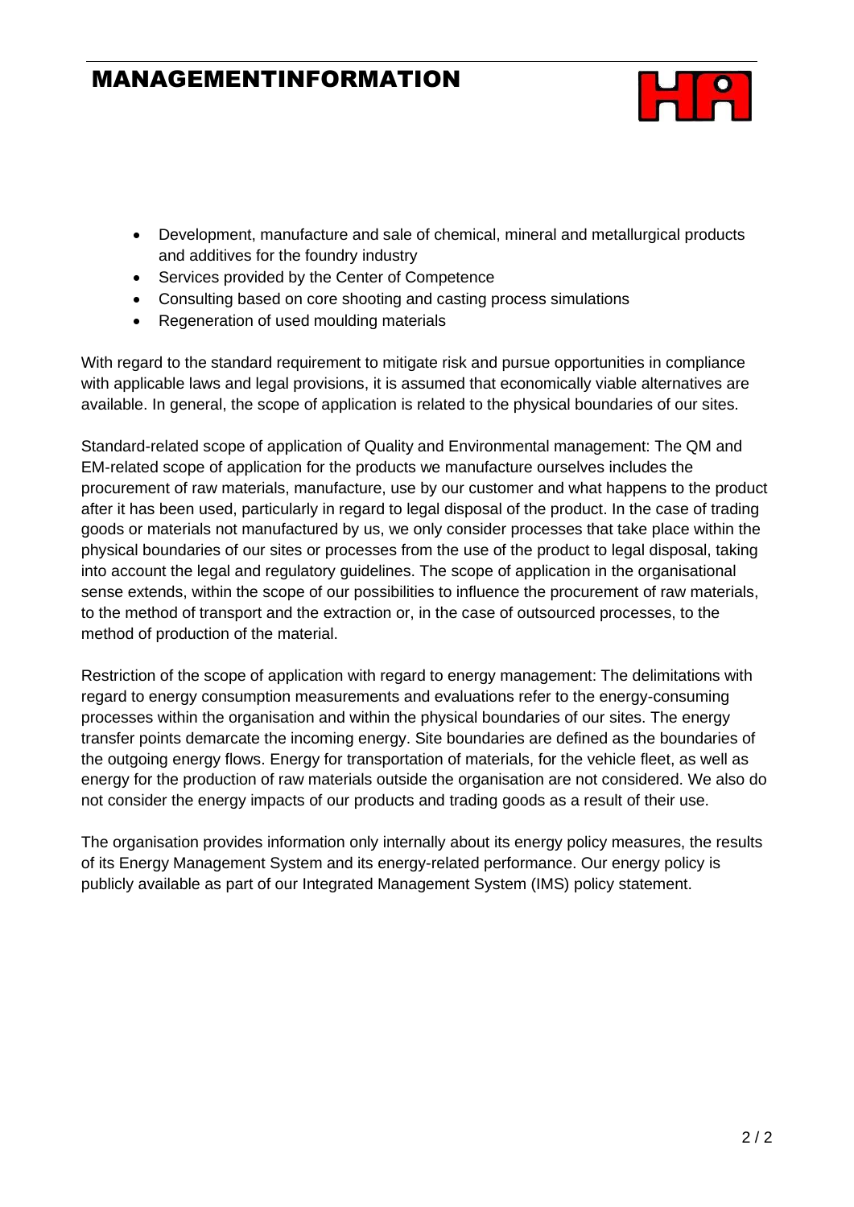- Development, manufacture and sale of chemical, mineral and metallurgical products and additives for the foundry industry
- Services provided by the Center of Competence
- Consulting based on core shooting and casting process simulations
- Regeneration of used moulding materials

With regard to the standard requirement to mitigate risk and pursue opportunities in compliance with applicable laws and legal provisions, it is assumed that economically viable alternatives are available. In general, the scope of application is related to the physical boundaries of our sites.

Standard-related scope of application of Quality and Environmental management: The QM and EM-related scope of application for the products we manufacture ourselves includes the procurement of raw materials, manufacture, use by our customer and what happens to the product after it has been used, particularly in regard to legal disposal of the product. In the case of trading goods or materials not manufactured by us, we only consider processes that take place within the physical boundaries of our sites or processes from the use of the product to legal disposal, taking into account the legal and regulatory guidelines. The scope of application in the organisational sense extends, within the scope of our possibilities to influence the procurement of raw materials, to the method of transport and the extraction or, in the case of outsourced processes, to the method of production of the material.

Restriction of the scope of application with regard to energy management: The delimitations with regard to energy consumption measurements and evaluations refer to the energy-consuming processes within the organisation and within the physical boundaries of our sites. The energy transfer points demarcate the incoming energy. Site boundaries are defined as the boundaries of the outgoing energy flows. Energy for transportation of materials, for the vehicle fleet, as well as energy for the production of raw materials outside the organisation are not considered. We also do not consider the energy impacts of our products and trading goods as a result of their use.

The organisation provides information only internally about its energy policy measures, the results of its Energy Management System and its energy-related performance. Our energy policy is publicly available as part of our Integrated Management System (IMS) policy statement.